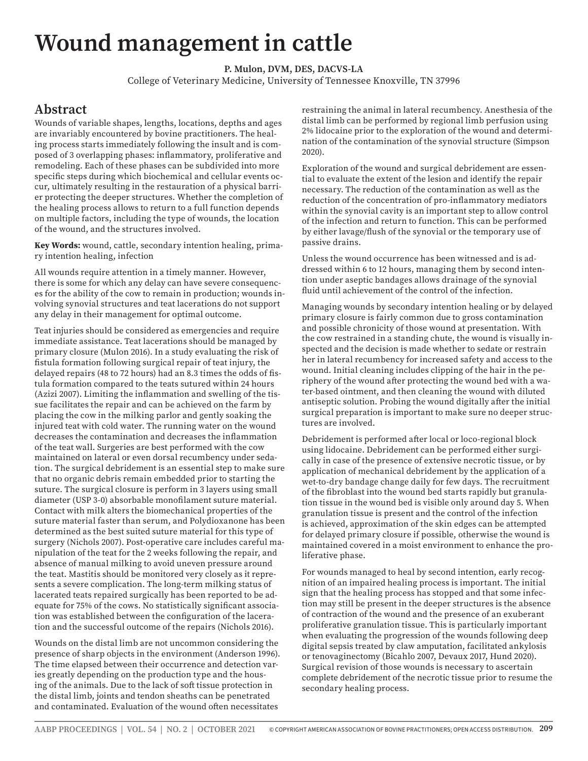# Wound management in cattle

**P. Mulon, DVM, DES, DACVS-LA**

College of Veterinary Medicine, University of Tennessee Knoxville, TN 37996

## Abstract

Wounds of variable shapes, lengths, locations, depths and ages are invariably encountered by bovine practitioners. The healing process starts immediately following the insult and is composed of 3 overlapping phases: inflammatory, proliferative and remodeling. Each of these phases can be subdivided into more specific steps during which biochemical and cellular events occur, ultimately resulting in the restauration of a physical barrier protecting the deeper structures. Whether the completion of the healing process allows to return to a full function depends on multiple factors, including the type of wounds, the location of the wound, and the structures involved.

**Key Words:** wound, cattle, secondary intention healing, primary intention healing, infection

All wounds require attention in a timely manner. However, there is some for which any delay can have severe consequences for the ability of the cow to remain in production; wounds involving synovial structures and teat lacerations do not support any delay in their management for optimal outcome.

Teat injuries should be considered as emergencies and require immediate assistance. Teat lacerations should be managed by primary closure (Mulon 2016). In a study evaluating the risk of fistula formation following surgical repair of teat injury, the delayed repairs (48 to 72 hours) had an 8.3 times the odds of fistula formation compared to the teats sutured within 24 hours (Azizi 2007). Limiting the inflammation and swelling of the tissue facilitates the repair and can be achieved on the farm by placing the cow in the milking parlor and gently soaking the injured teat with cold water. The running water on the wound decreases the contamination and decreases the inflammation of the teat wall. Surgeries are best performed with the cow maintained on lateral or even dorsal recumbency under sedation. The surgical debridement is an essential step to make sure that no organic debris remain embedded prior to starting the suture. The surgical closure is perform in 3 layers using small diameter (USP 3-0) absorbable monofilament suture material. Contact with milk alters the biomechanical properties of the suture material faster than serum, and Polydioxanone has been determined as the best suited suture material for this type of surgery (Nichols 2007). Post-operative care includes careful manipulation of the teat for the 2 weeks following the repair, and absence of manual milking to avoid uneven pressure around the teat. Mastitis should be monitored very closely as it represents a severe complication. The long-term milking status of lacerated teats repaired surgically has been reported to be adequate for 75% of the cows. No statistically significant association was established between the configuration of the laceration and the successful outcome of the repairs (Nichols 2016).

Wounds on the distal limb are not uncommon considering the presence of sharp objects in the environment (Anderson 1996). The time elapsed between their occurrence and detection varies greatly depending on the production type and the housing of the animals. Due to the lack of soft tissue protection in the distal limb, joints and tendon sheaths can be penetrated and contaminated. Evaluation of the wound often necessitates restraining the animal in lateral recumbency. Anesthesia of the distal limb can be performed by regional limb perfusion using 2% lidocaine prior to the exploration of the wound and determination of the contamination of the synovial structure (Simpson 2020).

Exploration of the wound and surgical debridement are essential to evaluate the extent of the lesion and identify the repair necessary. The reduction of the contamination as well as the reduction of the concentration of pro-inflammatory mediators within the synovial cavity is an important step to allow control of the infection and return to function. This can be performed by either lavage/flush of the synovial or the temporary use of passive drains.

Unless the wound occurrence has been witnessed and is addressed within 6 to 12 hours, managing them by second intention under aseptic bandages allows drainage of the synovial fluid until achievement of the control of the infection.

Managing wounds by secondary intention healing or by delayed primary closure is fairly common due to gross contamination and possible chronicity of those wound at presentation. With the cow restrained in a standing chute, the wound is visually inspected and the decision is made whether to sedate or restrain her in lateral recumbency for increased safety and access to the wound. Initial cleaning includes clipping of the hair in the periphery of the wound after protecting the wound bed with a water-based ointment, and then cleaning the wound with diluted antiseptic solution. Probing the wound digitally after the initial surgical preparation is important to make sure no deeper structures are involved.

Debridement is performed after local or loco-regional block using lidocaine. Debridement can be performed either surgically in case of the presence of extensive necrotic tissue, or by application of mechanical debridement by the application of a wet-to-dry bandage change daily for few days. The recruitment of the fibroblast into the wound bed starts rapidly but granulation tissue in the wound bed is visible only around day 5. When granulation tissue is present and the control of the infection is achieved, approximation of the skin edges can be attempted for delayed primary closure if possible, otherwise the wound is maintained covered in a moist environment to enhance the proliferative phase.

For wounds managed to heal by second intention, early recognition of an impaired healing process is important. The initial sign that the healing process has stopped and that some infection may still be present in the deeper structures is the absence of contraction of the wound and the presence of an exuberant proliferative granulation tissue. This is particularly important when evaluating the progression of the wounds following deep digital sepsis treated by claw amputation, facilitated ankylosis or tenovaginectomy (Bicahlo 2007, Devaux 2017, Hund 2020). Surgical revision of those wounds is necessary to ascertain complete debridement of the necrotic tissue prior to resume the secondary healing process.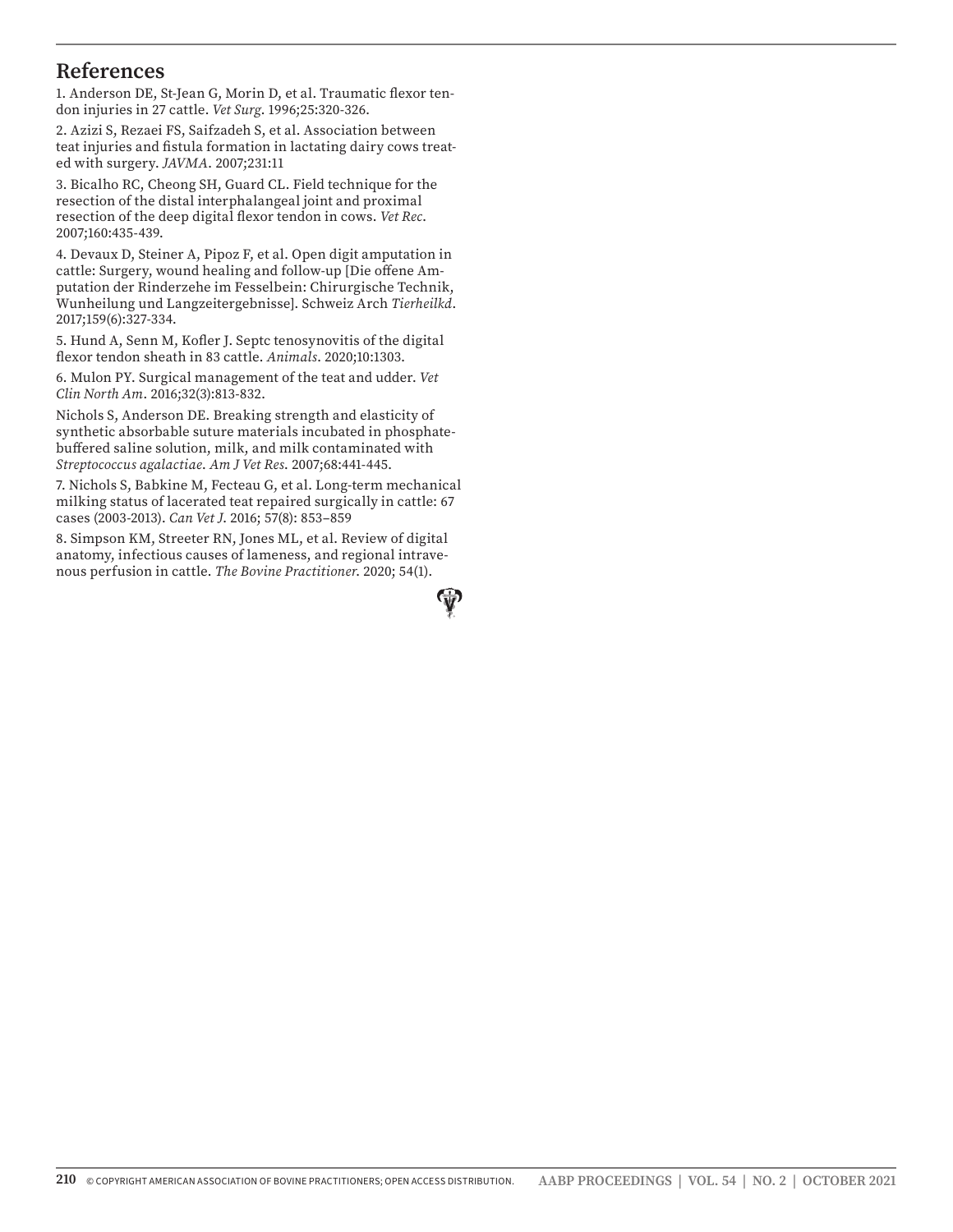## References

1. Anderson DE, St-Jean G, Morin D, et al. Traumatic flexor tendon injuries in 27 cattle. *Vet Surg*. 1996;25:320-326.

2. Azizi S, Rezaei FS, Saifzadeh S, et al. Association between teat injuries and fistula formation in lactating dairy cows treated with surgery. *JAVMA*. 2007;231:11

3. Bicalho RC, Cheong SH, Guard CL. Field technique for the resection of the distal interphalangeal joint and proximal resection of the deep digital flexor tendon in cows. *Vet Rec*. 2007;160:435-439.

4. Devaux D, Steiner A, Pipoz F, et al. Open digit amputation in cattle: Surgery, wound healing and follow-up [Die offene Amputation der Rinderzehe im Fesselbein: Chirurgische Technik, Wunheilung und Langzeitergebnisse]. Schweiz Arch *Tierheilkd*. 2017;159(6):327-334.

5. Hund A, Senn M, Kofler J. Septc tenosynovitis of the digital flexor tendon sheath in 83 cattle. *Animals*. 2020;10:1303.

6. Mulon PY. Surgical management of the teat and udder. *Vet Clin North Am*. 2016;32(3):813-832.

Nichols S, Anderson DE. Breaking strength and elasticity of synthetic absorbable suture materials incubated in phosphate-buffered saline solution, milk, and milk contaminated with *Streptococcus agalactiae*. *Am J Vet Res*. 2007;68:441-445.

7. Nichols S, Babkine M, Fecteau G, et al. Long-term mechanical milking status of lacerated teat repaired surgically in cattle: 67 cases (2003-2013). *Can Vet J*. 2016; 57(8): 853–859

8. Simpson KM, Streeter RN, Jones ML, et al. Review of digital anatomy, infectious causes of lameness, and regional intravenous perfusion in cattle. *The Bovine Practitioner*. 2020; 54(1).